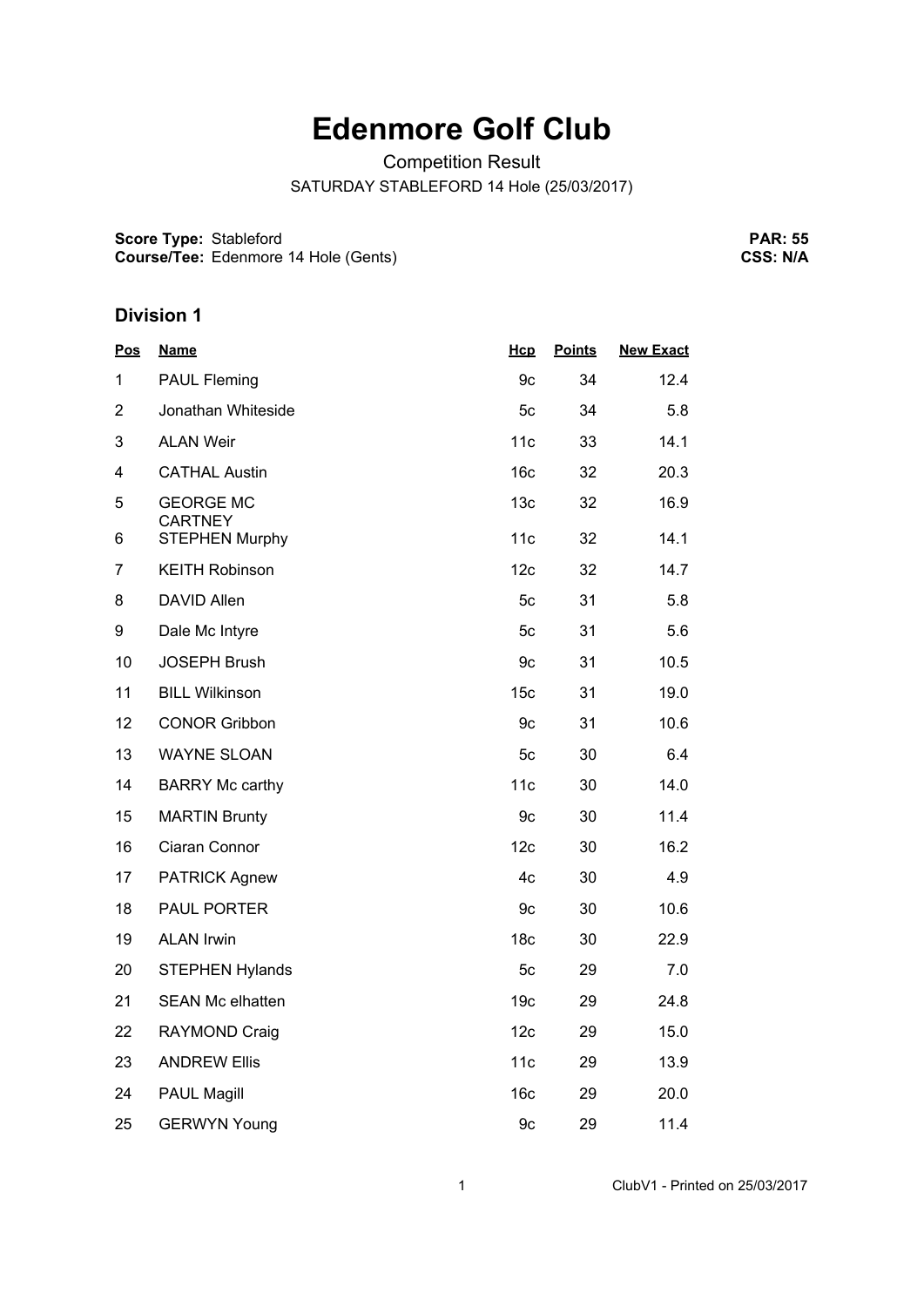# Edenmore Golf Club

Competition Result

SATURDAY STABLEFORD 14 Hole (25/03/2017)

**Score Type:** Stableford
**Course/Tee:** Edenmore 14 Hole (Gents)

**PAR: 55**
**CSS: N/A**

## Division 1

| Pos | Name | Hcp | Points | New Exact |
|---|---|---|---|---|
| 1 | PAUL Fleming | 9c | 34 | 12.4 |
| 2 | Jonathan Whiteside | 5c | 34 | 5.8 |
| 3 | ALAN Weir | 11c | 33 | 14.1 |
| 4 | CATHAL Austin | 16c | 32 | 20.3 |
| 5 | GEORGE MC CARTNEY | 13c | 32 | 16.9 |
| 6 | STEPHEN Murphy | 11c | 32 | 14.1 |
| 7 | KEITH Robinson | 12c | 32 | 14.7 |
| 8 | DAVID Allen | 5c | 31 | 5.8 |
| 9 | Dale Mc Intyre | 5c | 31 | 5.6 |
| 10 | JOSEPH Brush | 9c | 31 | 10.5 |
| 11 | BILL Wilkinson | 15c | 31 | 19.0 |
| 12 | CONOR Gribbon | 9c | 31 | 10.6 |
| 13 | WAYNE SLOAN | 5c | 30 | 6.4 |
| 14 | BARRY Mc carthy | 11c | 30 | 14.0 |
| 15 | MARTIN Brunty | 9c | 30 | 11.4 |
| 16 | Ciaran Connor | 12c | 30 | 16.2 |
| 17 | PATRICK Agnew | 4c | 30 | 4.9 |
| 18 | PAUL PORTER | 9c | 30 | 10.6 |
| 19 | ALAN Irwin | 18c | 30 | 22.9 |
| 20 | STEPHEN Hylands | 5c | 29 | 7.0 |
| 21 | SEAN Mc elhatten | 19c | 29 | 24.8 |
| 22 | RAYMOND Craig | 12c | 29 | 15.0 |
| 23 | ANDREW Ellis | 11c | 29 | 13.9 |
| 24 | PAUL Magill | 16c | 29 | 20.0 |
| 25 | GERWYN Young | 9c | 29 | 11.4 |

ClubV1 - Printed on 25/03/2017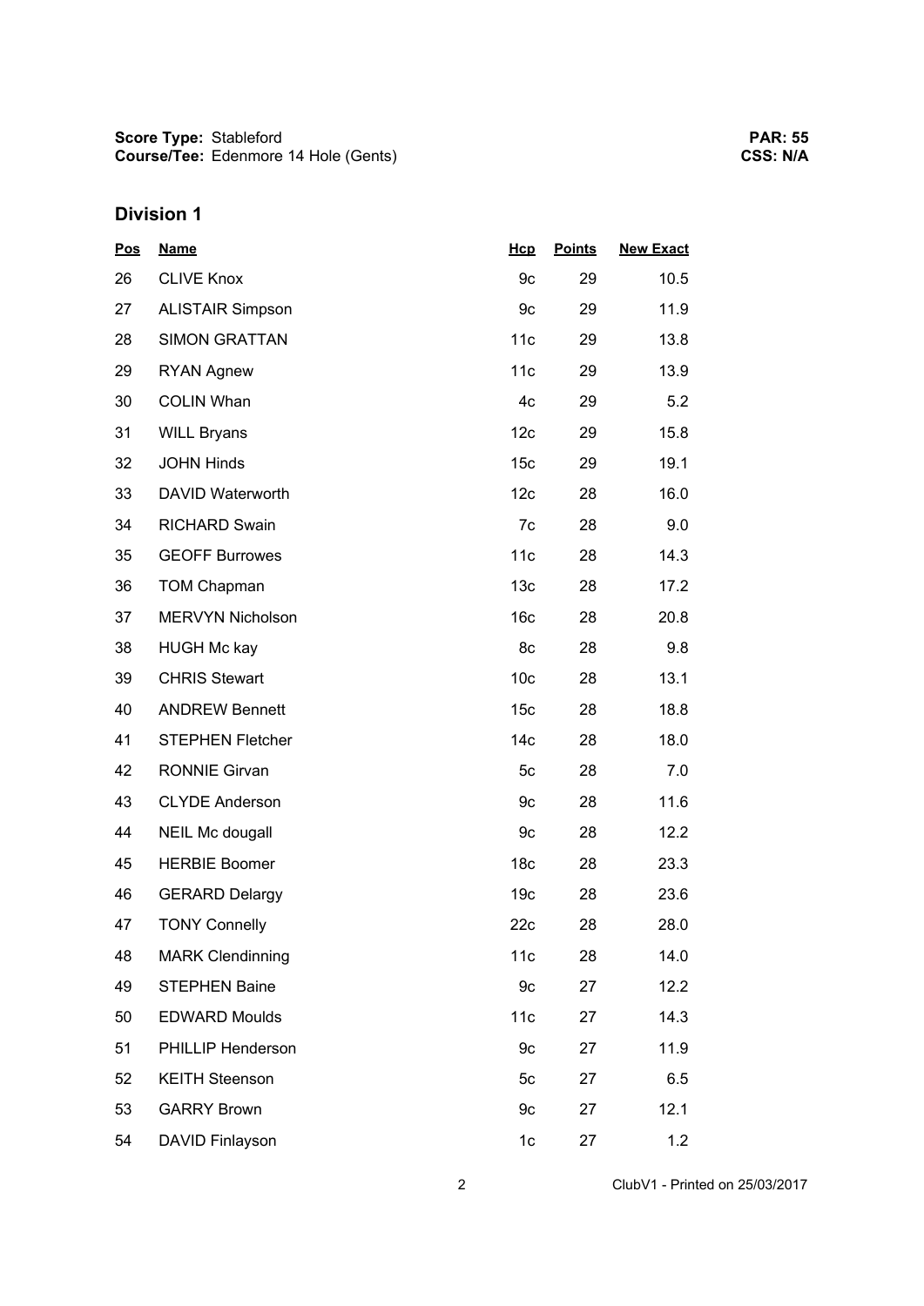**Score Type:** Stableford
**Course/Tee:** Edenmore 14 Hole (Gents)

**PAR: 55**
**CSS: N/A**

## Division 1

| Pos | Name | Hcp | Points | New Exact |
|---|---|---|---|---|
| 26 | CLIVE Knox | 9c | 29 | 10.5 |
| 27 | ALISTAIR Simpson | 9c | 29 | 11.9 |
| 28 | SIMON GRATTAN | 11c | 29 | 13.8 |
| 29 | RYAN Agnew | 11c | 29 | 13.9 |
| 30 | COLIN Whan | 4c | 29 | 5.2 |
| 31 | WILL Bryans | 12c | 29 | 15.8 |
| 32 | JOHN Hinds | 15c | 29 | 19.1 |
| 33 | DAVID Waterworth | 12c | 28 | 16.0 |
| 34 | RICHARD Swain | 7c | 28 | 9.0 |
| 35 | GEOFF Burrowes | 11c | 28 | 14.3 |
| 36 | TOM Chapman | 13c | 28 | 17.2 |
| 37 | MERVYN Nicholson | 16c | 28 | 20.8 |
| 38 | HUGH Mc kay | 8c | 28 | 9.8 |
| 39 | CHRIS Stewart | 10c | 28 | 13.1 |
| 40 | ANDREW Bennett | 15c | 28 | 18.8 |
| 41 | STEPHEN Fletcher | 14c | 28 | 18.0 |
| 42 | RONNIE Girvan | 5c | 28 | 7.0 |
| 43 | CLYDE Anderson | 9c | 28 | 11.6 |
| 44 | NEIL Mc dougall | 9c | 28 | 12.2 |
| 45 | HERBIE Boomer | 18c | 28 | 23.3 |
| 46 | GERARD Delargy | 19c | 28 | 23.6 |
| 47 | TONY Connelly | 22c | 28 | 28.0 |
| 48 | MARK Clendinning | 11c | 28 | 14.0 |
| 49 | STEPHEN Baine | 9c | 27 | 12.2 |
| 50 | EDWARD Moulds | 11c | 27 | 14.3 |
| 51 | PHILLIP Henderson | 9c | 27 | 11.9 |
| 52 | KEITH Steenson | 5c | 27 | 6.5 |
| 53 | GARRY Brown | 9c | 27 | 12.1 |
| 54 | DAVID Finlayson | 1c | 27 | 1.2 |

ClubV1 - Printed on 25/03/2017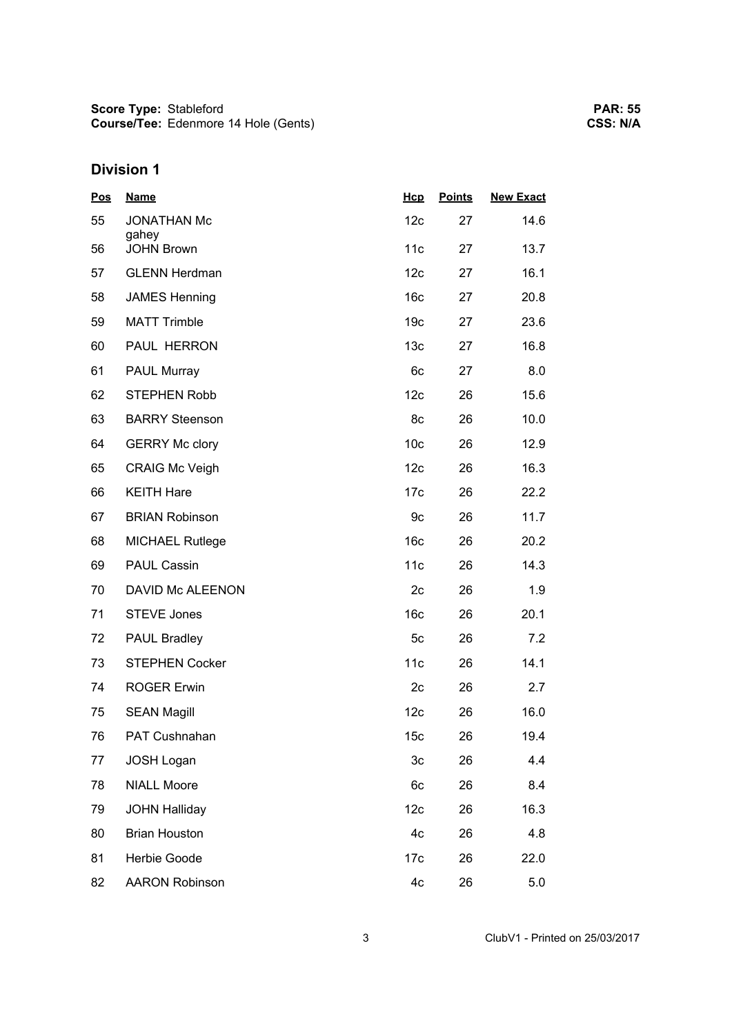**Score Type:** Stableford
**Course/Tee:** Edenmore 14 Hole (Gents)

**PAR: 55**
**CSS: N/A**

## Division 1

| Pos | Name | Hcp | Points | New Exact |
|---|---|---|---|---|
| 55 | JONATHAN Mc gahey | 12c | 27 | 14.6 |
| 56 | JOHN Brown | 11c | 27 | 13.7 |
| 57 | GLENN Herdman | 12c | 27 | 16.1 |
| 58 | JAMES Henning | 16c | 27 | 20.8 |
| 59 | MATT Trimble | 19c | 27 | 23.6 |
| 60 | PAUL HERRON | 13c | 27 | 16.8 |
| 61 | PAUL Murray | 6c | 27 | 8.0 |
| 62 | STEPHEN Robb | 12c | 26 | 15.6 |
| 63 | BARRY Steenson | 8c | 26 | 10.0 |
| 64 | GERRY Mc clory | 10c | 26 | 12.9 |
| 65 | CRAIG Mc Veigh | 12c | 26 | 16.3 |
| 66 | KEITH Hare | 17c | 26 | 22.2 |
| 67 | BRIAN Robinson | 9c | 26 | 11.7 |
| 68 | MICHAEL Rutlege | 16c | 26 | 20.2 |
| 69 | PAUL Cassin | 11c | 26 | 14.3 |
| 70 | DAVID Mc ALEENON | 2c | 26 | 1.9 |
| 71 | STEVE Jones | 16c | 26 | 20.1 |
| 72 | PAUL Bradley | 5c | 26 | 7.2 |
| 73 | STEPHEN Cocker | 11c | 26 | 14.1 |
| 74 | ROGER Erwin | 2c | 26 | 2.7 |
| 75 | SEAN Magill | 12c | 26 | 16.0 |
| 76 | PAT Cushnahan | 15c | 26 | 19.4 |
| 77 | JOSH Logan | 3c | 26 | 4.4 |
| 78 | NIALL Moore | 6c | 26 | 8.4 |
| 79 | JOHN Halliday | 12c | 26 | 16.3 |
| 80 | Brian Houston | 4c | 26 | 4.8 |
| 81 | Herbie Goode | 17c | 26 | 22.0 |
| 82 | AARON Robinson | 4c | 26 | 5.0 |

ClubV1 - Printed on 25/03/2017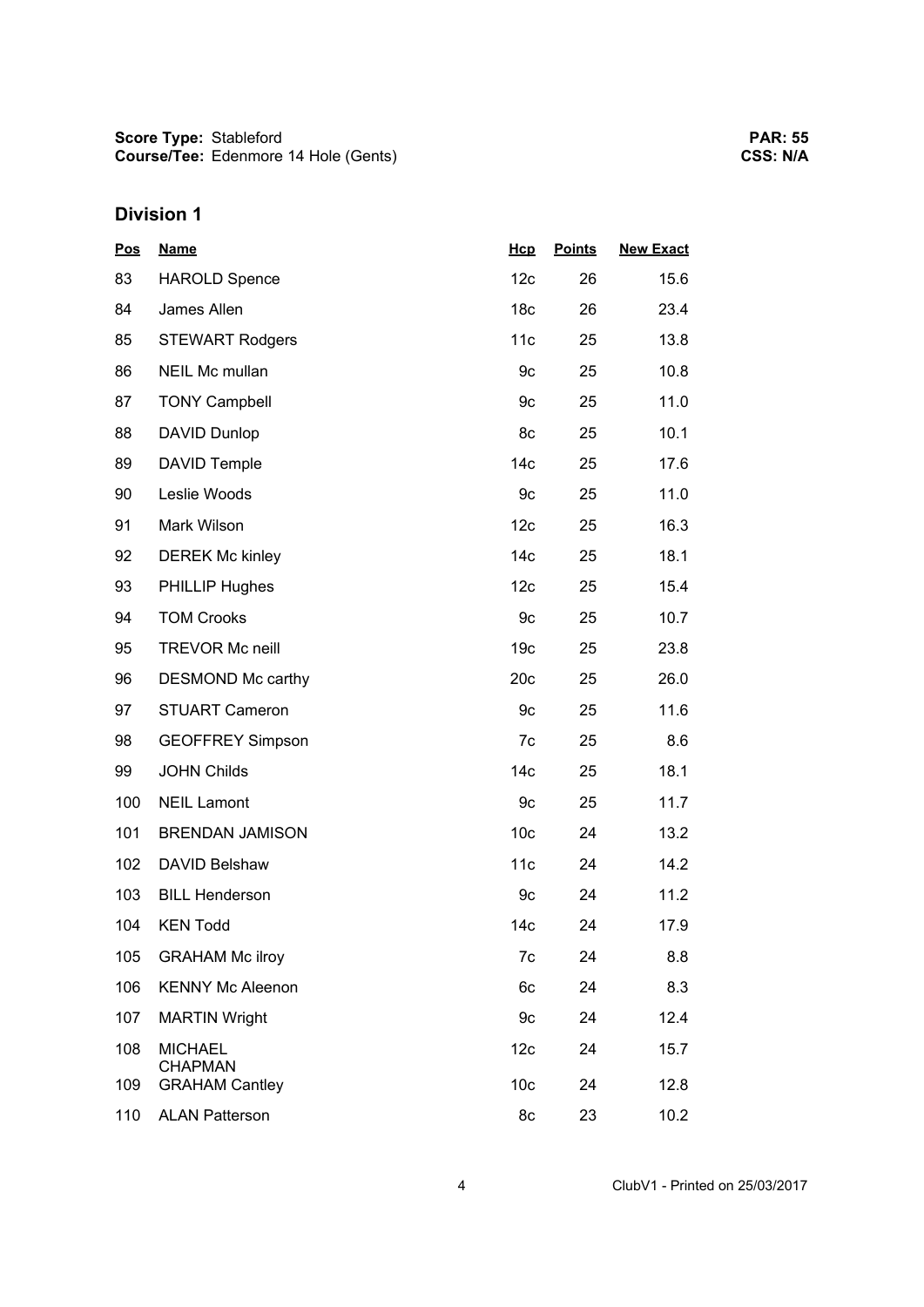**Score Type:** Stableford
**Course/Tee:** Edenmore 14 Hole (Gents)

**PAR: 55**
**CSS: N/A**

## Division 1

| Pos | Name | Hcp | Points | New Exact |
|---|---|---|---|---|
| 83 | HAROLD Spence | 12c | 26 | 15.6 |
| 84 | James Allen | 18c | 26 | 23.4 |
| 85 | STEWART Rodgers | 11c | 25 | 13.8 |
| 86 | NEIL Mc mullan | 9c | 25 | 10.8 |
| 87 | TONY Campbell | 9c | 25 | 11.0 |
| 88 | DAVID Dunlop | 8c | 25 | 10.1 |
| 89 | DAVID Temple | 14c | 25 | 17.6 |
| 90 | Leslie Woods | 9c | 25 | 11.0 |
| 91 | Mark Wilson | 12c | 25 | 16.3 |
| 92 | DEREK Mc kinley | 14c | 25 | 18.1 |
| 93 | PHILLIP Hughes | 12c | 25 | 15.4 |
| 94 | TOM Crooks | 9c | 25 | 10.7 |
| 95 | TREVOR Mc neill | 19c | 25 | 23.8 |
| 96 | DESMOND Mc carthy | 20c | 25 | 26.0 |
| 97 | STUART Cameron | 9c | 25 | 11.6 |
| 98 | GEOFFREY Simpson | 7c | 25 | 8.6 |
| 99 | JOHN Childs | 14c | 25 | 18.1 |
| 100 | NEIL Lamont | 9c | 25 | 11.7 |
| 101 | BRENDAN JAMISON | 10c | 24 | 13.2 |
| 102 | DAVID Belshaw | 11c | 24 | 14.2 |
| 103 | BILL Henderson | 9c | 24 | 11.2 |
| 104 | KEN Todd | 14c | 24 | 17.9 |
| 105 | GRAHAM Mc ilroy | 7c | 24 | 8.8 |
| 106 | KENNY Mc Aleenon | 6c | 24 | 8.3 |
| 107 | MARTIN Wright | 9c | 24 | 12.4 |
| 108 | MICHAEL CHAPMAN | 12c | 24 | 15.7 |
| 109 | GRAHAM Cantley | 10c | 24 | 12.8 |
| 110 | ALAN Patterson | 8c | 23 | 10.2 |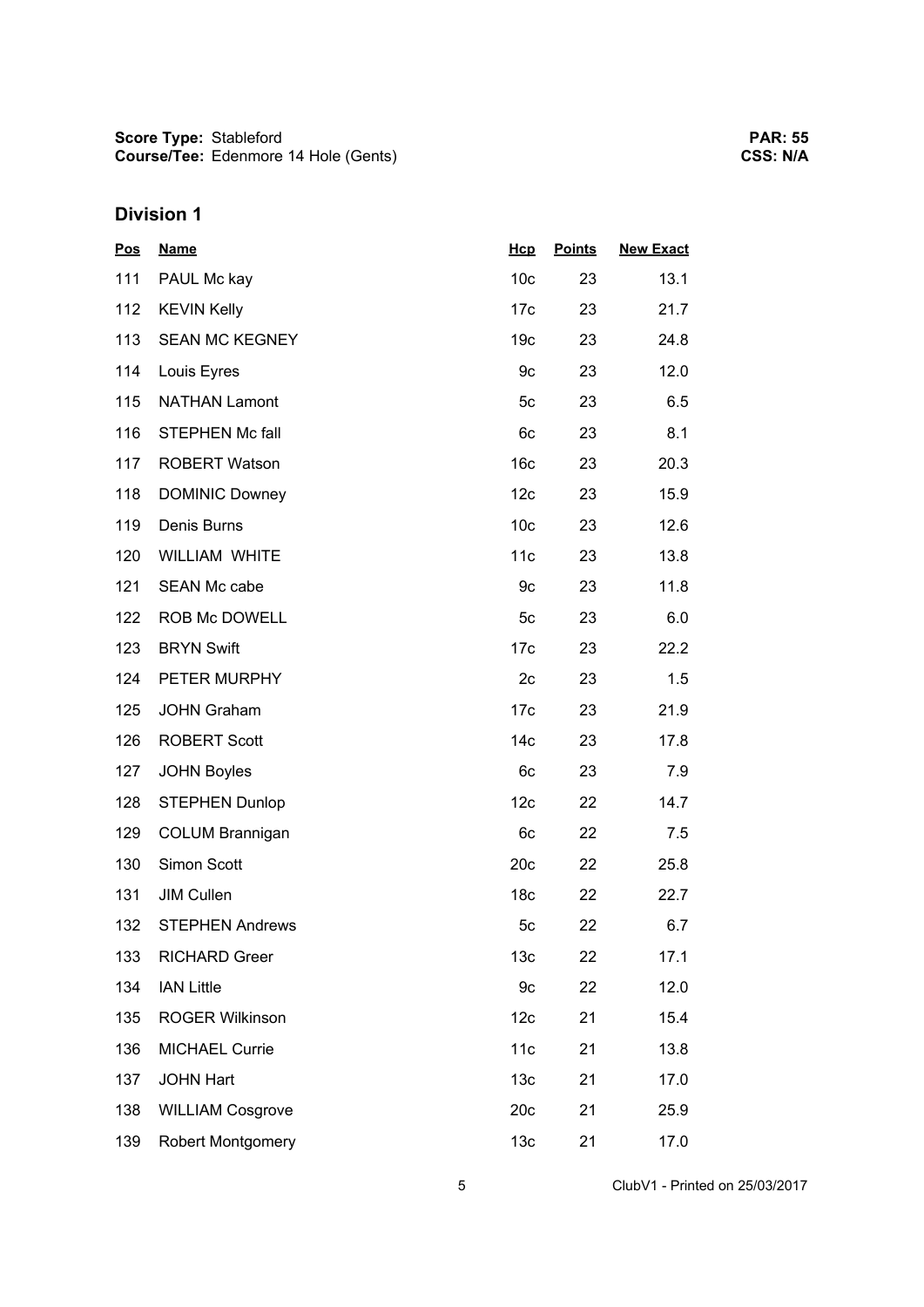**Score Type:** Stableford
**Course/Tee:** Edenmore 14 Hole (Gents)

**PAR: 55**
**CSS: N/A**

## Division 1

| Pos | Name | Hcp | Points | New Exact |
|---|---|---|---|---|
| 111 | PAUL Mc kay | 10c | 23 | 13.1 |
| 112 | KEVIN Kelly | 17c | 23 | 21.7 |
| 113 | SEAN MC KEGNEY | 19c | 23 | 24.8 |
| 114 | Louis Eyres | 9c | 23 | 12.0 |
| 115 | NATHAN Lamont | 5c | 23 | 6.5 |
| 116 | STEPHEN Mc fall | 6c | 23 | 8.1 |
| 117 | ROBERT Watson | 16c | 23 | 20.3 |
| 118 | DOMINIC Downey | 12c | 23 | 15.9 |
| 119 | Denis Burns | 10c | 23 | 12.6 |
| 120 | WILLIAM WHITE | 11c | 23 | 13.8 |
| 121 | SEAN Mc cabe | 9c | 23 | 11.8 |
| 122 | ROB Mc DOWELL | 5c | 23 | 6.0 |
| 123 | BRYN Swift | 17c | 23 | 22.2 |
| 124 | PETER MURPHY | 2c | 23 | 1.5 |
| 125 | JOHN Graham | 17c | 23 | 21.9 |
| 126 | ROBERT Scott | 14c | 23 | 17.8 |
| 127 | JOHN Boyles | 6c | 23 | 7.9 |
| 128 | STEPHEN Dunlop | 12c | 22 | 14.7 |
| 129 | COLUM Brannigan | 6c | 22 | 7.5 |
| 130 | Simon Scott | 20c | 22 | 25.8 |
| 131 | JIM Cullen | 18c | 22 | 22.7 |
| 132 | STEPHEN Andrews | 5c | 22 | 6.7 |
| 133 | RICHARD Greer | 13c | 22 | 17.1 |
| 134 | IAN Little | 9c | 22 | 12.0 |
| 135 | ROGER Wilkinson | 12c | 21 | 15.4 |
| 136 | MICHAEL Currie | 11c | 21 | 13.8 |
| 137 | JOHN Hart | 13c | 21 | 17.0 |
| 138 | WILLIAM Cosgrove | 20c | 21 | 25.9 |
| 139 | Robert Montgomery | 13c | 21 | 17.0 |

ClubV1 - Printed on 25/03/2017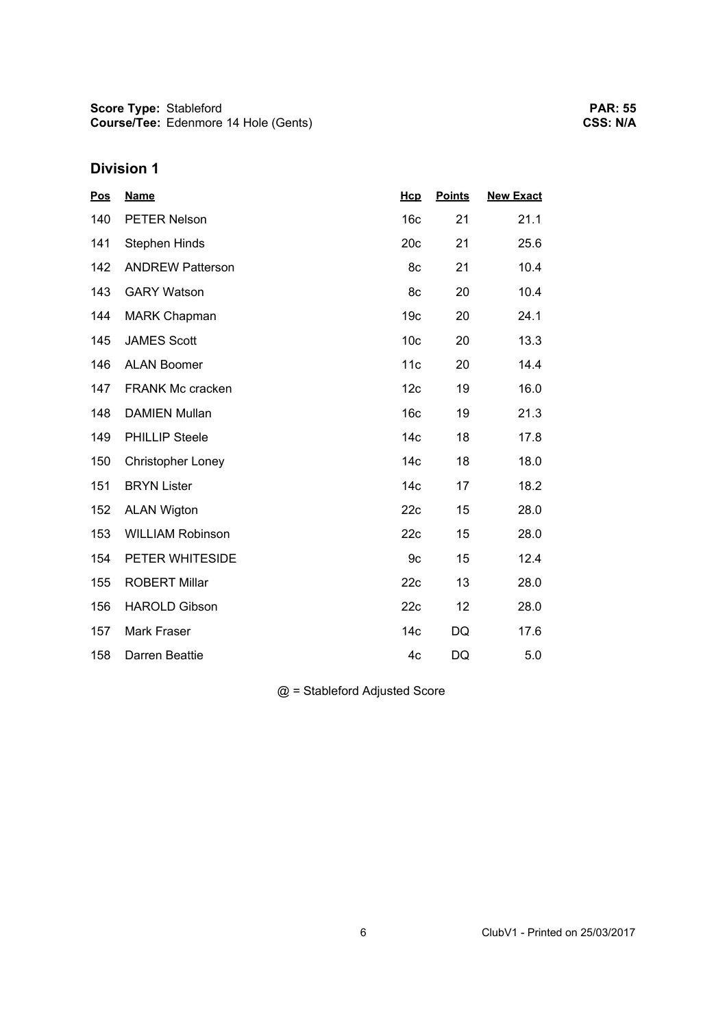**Score Type:** Stableford
**Course/Tee:** Edenmore 14 Hole (Gents)

**PAR: 55**
**CSS: N/A**

## Division 1

| Pos | Name | Hcp | Points | New Exact |
|---|---|---|---|---|
| 140 | PETER Nelson | 16c | 21 | 21.1 |
| 141 | Stephen Hinds | 20c | 21 | 25.6 |
| 142 | ANDREW Patterson | 8c | 21 | 10.4 |
| 143 | GARY Watson | 8c | 20 | 10.4 |
| 144 | MARK Chapman | 19c | 20 | 24.1 |
| 145 | JAMES Scott | 10c | 20 | 13.3 |
| 146 | ALAN Boomer | 11c | 20 | 14.4 |
| 147 | FRANK Mc cracken | 12c | 19 | 16.0 |
| 148 | DAMIEN Mullan | 16c | 19 | 21.3 |
| 149 | PHILLIP Steele | 14c | 18 | 17.8 |
| 150 | Christopher Loney | 14c | 18 | 18.0 |
| 151 | BRYN Lister | 14c | 17 | 18.2 |
| 152 | ALAN Wigton | 22c | 15 | 28.0 |
| 153 | WILLIAM Robinson | 22c | 15 | 28.0 |
| 154 | PETER WHITESIDE | 9c | 15 | 12.4 |
| 155 | ROBERT Millar | 22c | 13 | 28.0 |
| 156 | HAROLD Gibson | 22c | 12 | 28.0 |
| 157 | Mark Fraser | 14c | DQ | 17.6 |
| 158 | Darren Beattie | 4c | DQ | 5.0 |

@ = Stableford Adjusted Score

ClubV1 - Printed on 25/03/2017